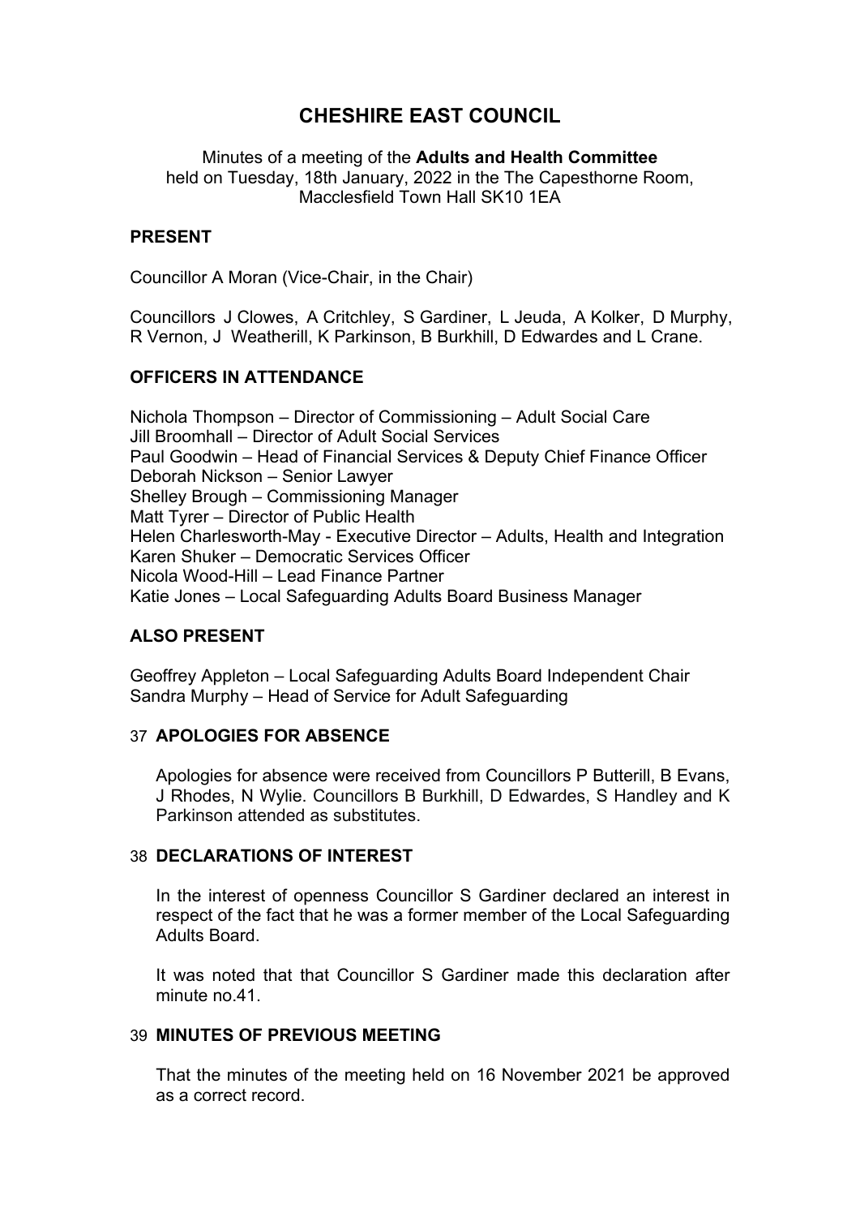# CHESHIRE EAST COUNCIL

Minutes of a meeting of the **Adults and Health Committee**
held on Tuesday, 18th January, 2022 in the The Capesthorne Room, Macclesfield Town Hall SK10 1EA

## PRESENT

Councillor A Moran (Vice-Chair, in the Chair)

Councillors J Clowes, A Critchley, S Gardiner, L Jeuda, A Kolker, D Murphy, R Vernon, J Weatherill, K Parkinson, B Burkhill, D Edwardes and L Crane.

## OFFICERS IN ATTENDANCE

Nichola Thompson – Director of Commissioning – Adult Social Care
Jill Broomhall – Director of Adult Social Services
Paul Goodwin – Head of Financial Services & Deputy Chief Finance Officer
Deborah Nickson – Senior Lawyer
Shelley Brough – Commissioning Manager
Matt Tyrer – Director of Public Health
Helen Charlesworth-May - Executive Director – Adults, Health and Integration
Karen Shuker – Democratic Services Officer
Nicola Wood-Hill – Lead Finance Partner
Katie Jones – Local Safeguarding Adults Board Business Manager

## ALSO PRESENT

Geoffrey Appleton – Local Safeguarding Adults Board Independent Chair
Sandra Murphy – Head of Service for Adult Safeguarding

## 37 APOLOGIES FOR ABSENCE

Apologies for absence were received from Councillors P Butterill, B Evans, J Rhodes, N Wylie. Councillors B Burkhill, D Edwardes, S Handley and K Parkinson attended as substitutes.

## 38 DECLARATIONS OF INTEREST

In the interest of openness Councillor S Gardiner declared an interest in respect of the fact that he was a former member of the Local Safeguarding Adults Board.

It was noted that that Councillor S Gardiner made this declaration after minute no.41.

## 39 MINUTES OF PREVIOUS MEETING

That the minutes of the meeting held on 16 November 2021 be approved as a correct record.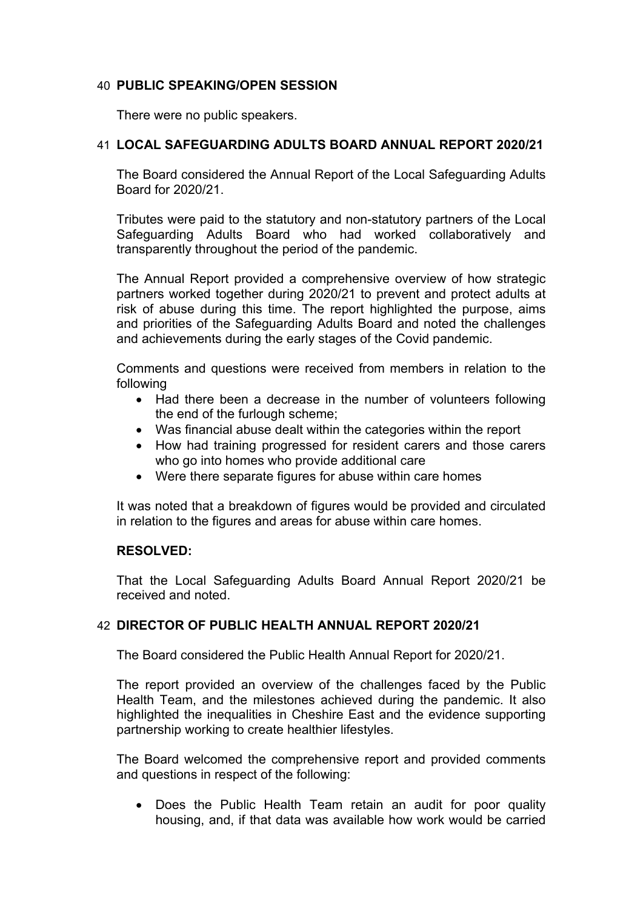## 40 PUBLIC SPEAKING/OPEN SESSION

There were no public speakers.

## 41 LOCAL SAFEGUARDING ADULTS BOARD ANNUAL REPORT 2020/21

The Board considered the Annual Report of the Local Safeguarding Adults Board for 2020/21.

Tributes were paid to the statutory and non-statutory partners of the Local Safeguarding Adults Board who had worked collaboratively and transparently throughout the period of the pandemic.

The Annual Report provided a comprehensive overview of how strategic partners worked together during 2020/21 to prevent and protect adults at risk of abuse during this time. The report highlighted the purpose, aims and priorities of the Safeguarding Adults Board and noted the challenges and achievements during the early stages of the Covid pandemic.

Comments and questions were received from members in relation to the following

- Had there been a decrease in the number of volunteers following the end of the furlough scheme;
- Was financial abuse dealt within the categories within the report
- How had training progressed for resident carers and those carers who go into homes who provide additional care
- Were there separate figures for abuse within care homes

It was noted that a breakdown of figures would be provided and circulated in relation to the figures and areas for abuse within care homes.

**RESOLVED:**

That the Local Safeguarding Adults Board Annual Report 2020/21 be received and noted.

## 42 DIRECTOR OF PUBLIC HEALTH ANNUAL REPORT 2020/21

The Board considered the Public Health Annual Report for 2020/21.

The report provided an overview of the challenges faced by the Public Health Team, and the milestones achieved during the pandemic. It also highlighted the inequalities in Cheshire East and the evidence supporting partnership working to create healthier lifestyles.

The Board welcomed the comprehensive report and provided comments and questions in respect of the following:

- Does the Public Health Team retain an audit for poor quality housing, and, if that data was available how work would be carried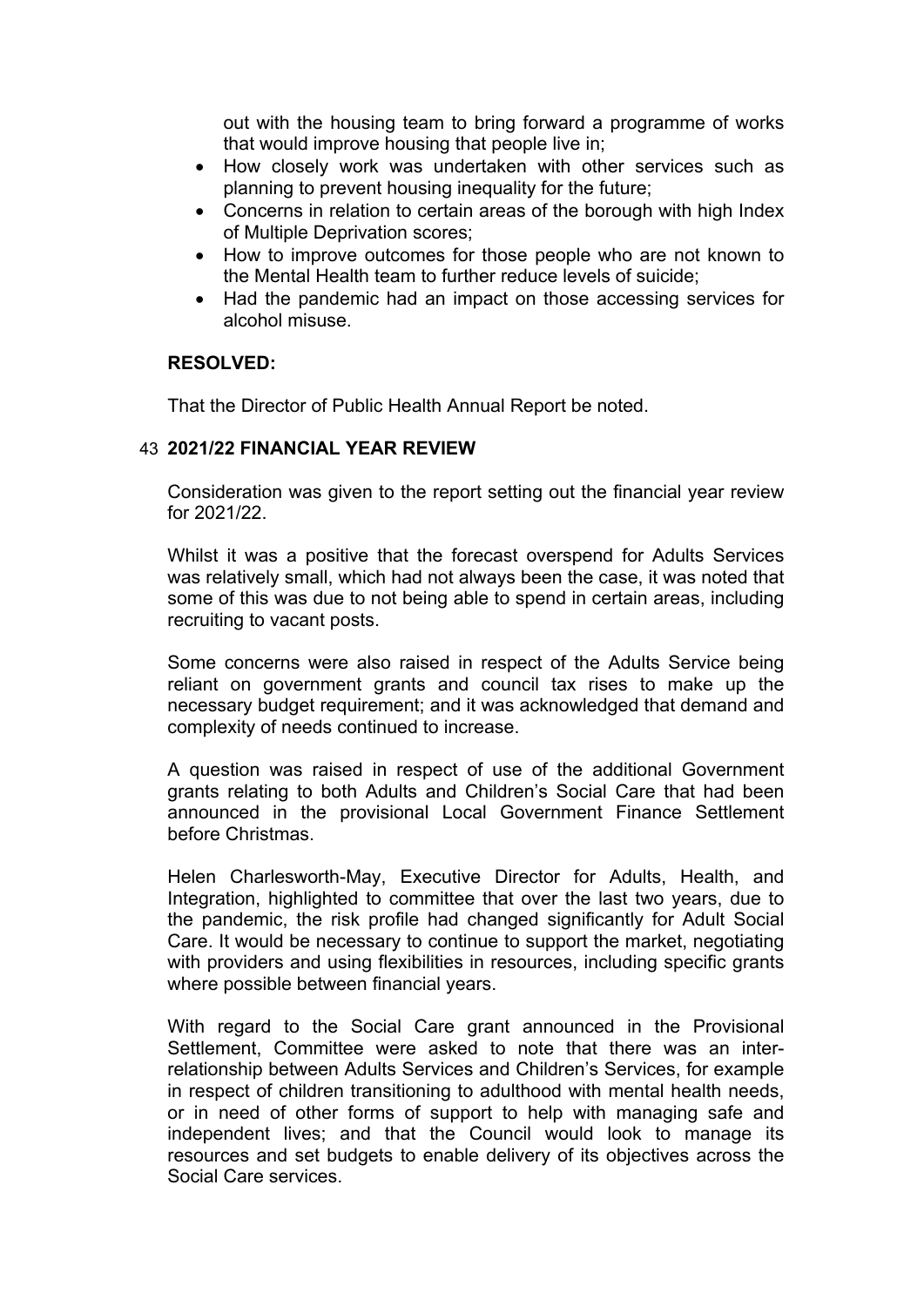out with the housing team to bring forward a programme of works that would improve housing that people live in;

- How closely work was undertaken with other services such as planning to prevent housing inequality for the future;
- Concerns in relation to certain areas of the borough with high Index of Multiple Deprivation scores;
- How to improve outcomes for those people who are not known to the Mental Health team to further reduce levels of suicide;
- Had the pandemic had an impact on those accessing services for alcohol misuse.

**RESOLVED:**

That the Director of Public Health Annual Report be noted.

43 **2021/22 FINANCIAL YEAR REVIEW**

Consideration was given to the report setting out the financial year review for 2021/22.

Whilst it was a positive that the forecast overspend for Adults Services was relatively small, which had not always been the case, it was noted that some of this was due to not being able to spend in certain areas, including recruiting to vacant posts.

Some concerns were also raised in respect of the Adults Service being reliant on government grants and council tax rises to make up the necessary budget requirement; and it was acknowledged that demand and complexity of needs continued to increase.

A question was raised in respect of use of the additional Government grants relating to both Adults and Children's Social Care that had been announced in the provisional Local Government Finance Settlement before Christmas.

Helen Charlesworth-May, Executive Director for Adults, Health, and Integration, highlighted to committee that over the last two years, due to the pandemic, the risk profile had changed significantly for Adult Social Care. It would be necessary to continue to support the market, negotiating with providers and using flexibilities in resources, including specific grants where possible between financial years.

With regard to the Social Care grant announced in the Provisional Settlement, Committee were asked to note that there was an inter-relationship between Adults Services and Children's Services, for example in respect of children transitioning to adulthood with mental health needs, or in need of other forms of support to help with managing safe and independent lives; and that the Council would look to manage its resources and set budgets to enable delivery of its objectives across the Social Care services.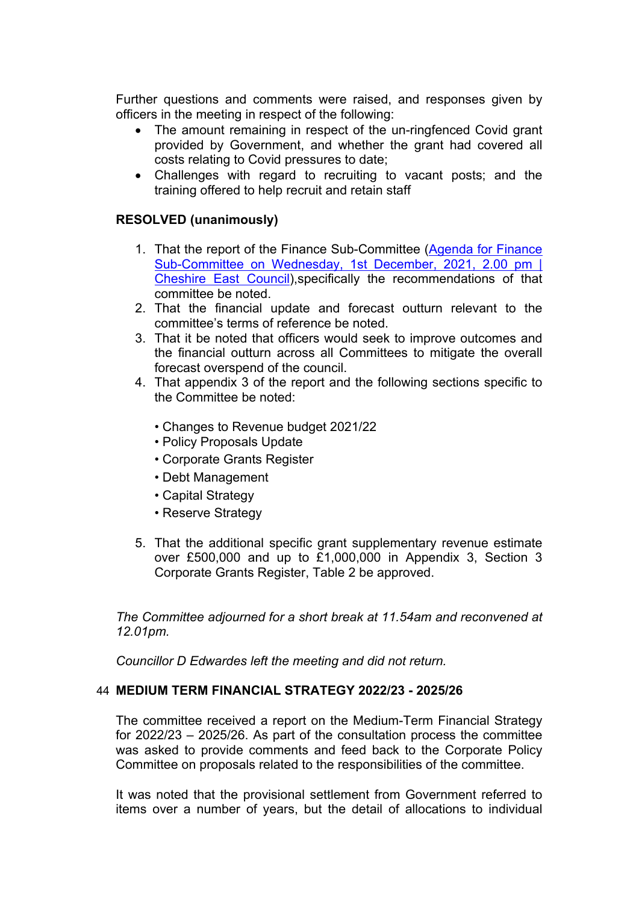Further questions and comments were raised, and responses given by officers in the meeting in respect of the following:

- The amount remaining in respect of the un-ringfenced Covid grant provided by Government, and whether the grant had covered all costs relating to Covid pressures to date;
- Challenges with regard to recruiting to vacant posts; and the training offered to help recruit and retain staff

**RESOLVED (unanimously)**

1. That the report of the Finance Sub-Committee (Agenda for Finance Sub-Committee on Wednesday, 1st December, 2021, 2.00 pm | Cheshire East Council),specifically the recommendations of that committee be noted.
2. That the financial update and forecast outturn relevant to the committee's terms of reference be noted.
3. That it be noted that officers would seek to improve outcomes and the financial outturn across all Committees to mitigate the overall forecast overspend of the council.
4. That appendix 3 of the report and the following sections specific to the Committee be noted:

   • Changes to Revenue budget 2021/22
   • Policy Proposals Update
   • Corporate Grants Register
   • Debt Management
   • Capital Strategy
   • Reserve Strategy

5. That the additional specific grant supplementary revenue estimate over £500,000 and up to £1,000,000 in Appendix 3, Section 3 Corporate Grants Register, Table 2 be approved.

*The Committee adjourned for a short break at 11.54am and reconvened at 12.01pm.*

*Councillor D Edwardes left the meeting and did not return.*

## 44 MEDIUM TERM FINANCIAL STRATEGY 2022/23 - 2025/26

The committee received a report on the Medium-Term Financial Strategy for 2022/23 – 2025/26. As part of the consultation process the committee was asked to provide comments and feed back to the Corporate Policy Committee on proposals related to the responsibilities of the committee.

It was noted that the provisional settlement from Government referred to items over a number of years, but the detail of allocations to individual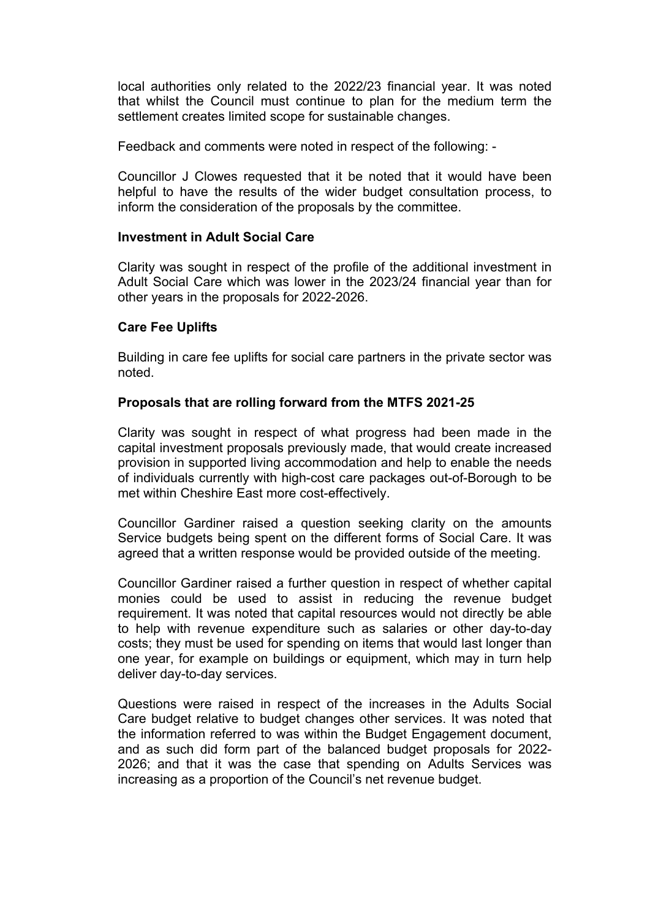local authorities only related to the 2022/23 financial year. It was noted that whilst the Council must continue to plan for the medium term the settlement creates limited scope for sustainable changes.

Feedback and comments were noted in respect of the following: -

Councillor J Clowes requested that it be noted that it would have been helpful to have the results of the wider budget consultation process, to inform the consideration of the proposals by the committee.

**Investment in Adult Social Care**

Clarity was sought in respect of the profile of the additional investment in Adult Social Care which was lower in the 2023/24 financial year than for other years in the proposals for 2022-2026.

**Care Fee Uplifts**

Building in care fee uplifts for social care partners in the private sector was noted.

**Proposals that are rolling forward from the MTFS 2021-25**

Clarity was sought in respect of what progress had been made in the capital investment proposals previously made, that would create increased provision in supported living accommodation and help to enable the needs of individuals currently with high-cost care packages out-of-Borough to be met within Cheshire East more cost-effectively.

Councillor Gardiner raised a question seeking clarity on the amounts Service budgets being spent on the different forms of Social Care. It was agreed that a written response would be provided outside of the meeting.

Councillor Gardiner raised a further question in respect of whether capital monies could be used to assist in reducing the revenue budget requirement. It was noted that capital resources would not directly be able to help with revenue expenditure such as salaries or other day-to-day costs; they must be used for spending on items that would last longer than one year, for example on buildings or equipment, which may in turn help deliver day-to-day services.

Questions were raised in respect of the increases in the Adults Social Care budget relative to budget changes other services. It was noted that the information referred to was within the Budget Engagement document, and as such did form part of the balanced budget proposals for 2022-2026; and that it was the case that spending on Adults Services was increasing as a proportion of the Council's net revenue budget.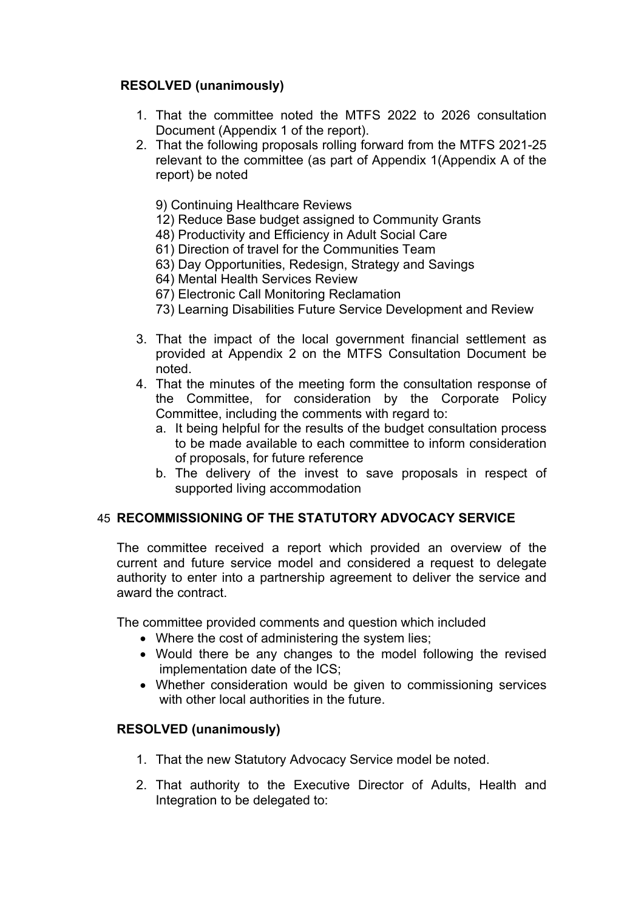**RESOLVED (unanimously)**

1. That the committee noted the MTFS 2022 to 2026 consultation Document (Appendix 1 of the report).
2. That the following proposals rolling forward from the MTFS 2021-25 relevant to the committee (as part of Appendix 1(Appendix A of the report) be noted

   9) Continuing Healthcare Reviews
   12) Reduce Base budget assigned to Community Grants
   48) Productivity and Efficiency in Adult Social Care
   61) Direction of travel for the Communities Team
   63) Day Opportunities, Redesign, Strategy and Savings
   64) Mental Health Services Review
   67) Electronic Call Monitoring Reclamation
   73) Learning Disabilities Future Service Development and Review

3. That the impact of the local government financial settlement as provided at Appendix 2 on the MTFS Consultation Document be noted.
4. That the minutes of the meeting form the consultation response of the Committee, for consideration by the Corporate Policy Committee, including the comments with regard to:
   a. It being helpful for the results of the budget consultation process to be made available to each committee to inform consideration of proposals, for future reference
   b. The delivery of the invest to save proposals in respect of supported living accommodation

## 45 RECOMMISSIONING OF THE STATUTORY ADVOCACY SERVICE

The committee received a report which provided an overview of the current and future service model and considered a request to delegate authority to enter into a partnership agreement to deliver the service and award the contract.

The committee provided comments and question which included

- Where the cost of administering the system lies;
- Would there be any changes to the model following the revised implementation date of the ICS;
- Whether consideration would be given to commissioning services with other local authorities in the future.

**RESOLVED (unanimously)**

1. That the new Statutory Advocacy Service model be noted.
2. That authority to the Executive Director of Adults, Health and Integration to be delegated to: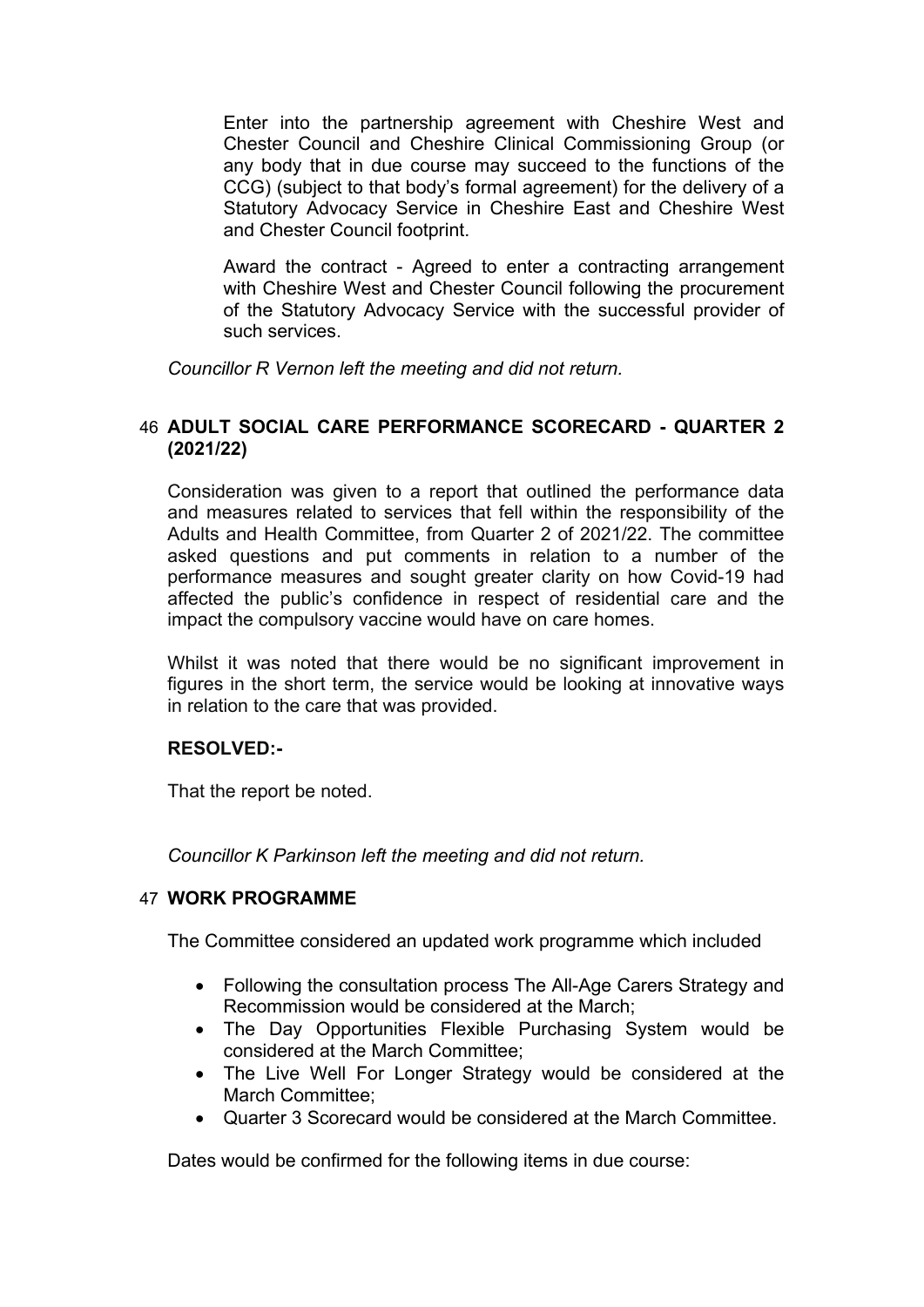Enter into the partnership agreement with Cheshire West and Chester Council and Cheshire Clinical Commissioning Group (or any body that in due course may succeed to the functions of the CCG) (subject to that body's formal agreement) for the delivery of a Statutory Advocacy Service in Cheshire East and Cheshire West and Chester Council footprint.

Award the contract - Agreed to enter a contracting arrangement with Cheshire West and Chester Council following the procurement of the Statutory Advocacy Service with the successful provider of such services.

*Councillor R Vernon left the meeting and did not return.*

## 46 ADULT SOCIAL CARE PERFORMANCE SCORECARD - QUARTER 2 (2021/22)

Consideration was given to a report that outlined the performance data and measures related to services that fell within the responsibility of the Adults and Health Committee, from Quarter 2 of 2021/22. The committee asked questions and put comments in relation to a number of the performance measures and sought greater clarity on how Covid-19 had affected the public's confidence in respect of residential care and the impact the compulsory vaccine would have on care homes.

Whilst it was noted that there would be no significant improvement in figures in the short term, the service would be looking at innovative ways in relation to the care that was provided.

**RESOLVED:-**

That the report be noted.

*Councillor K Parkinson left the meeting and did not return.*

## 47 WORK PROGRAMME

The Committee considered an updated work programme which included

- Following the consultation process The All-Age Carers Strategy and Recommission would be considered at the March;
- The Day Opportunities Flexible Purchasing System would be considered at the March Committee;
- The Live Well For Longer Strategy would be considered at the March Committee;
- Quarter 3 Scorecard would be considered at the March Committee.

Dates would be confirmed for the following items in due course: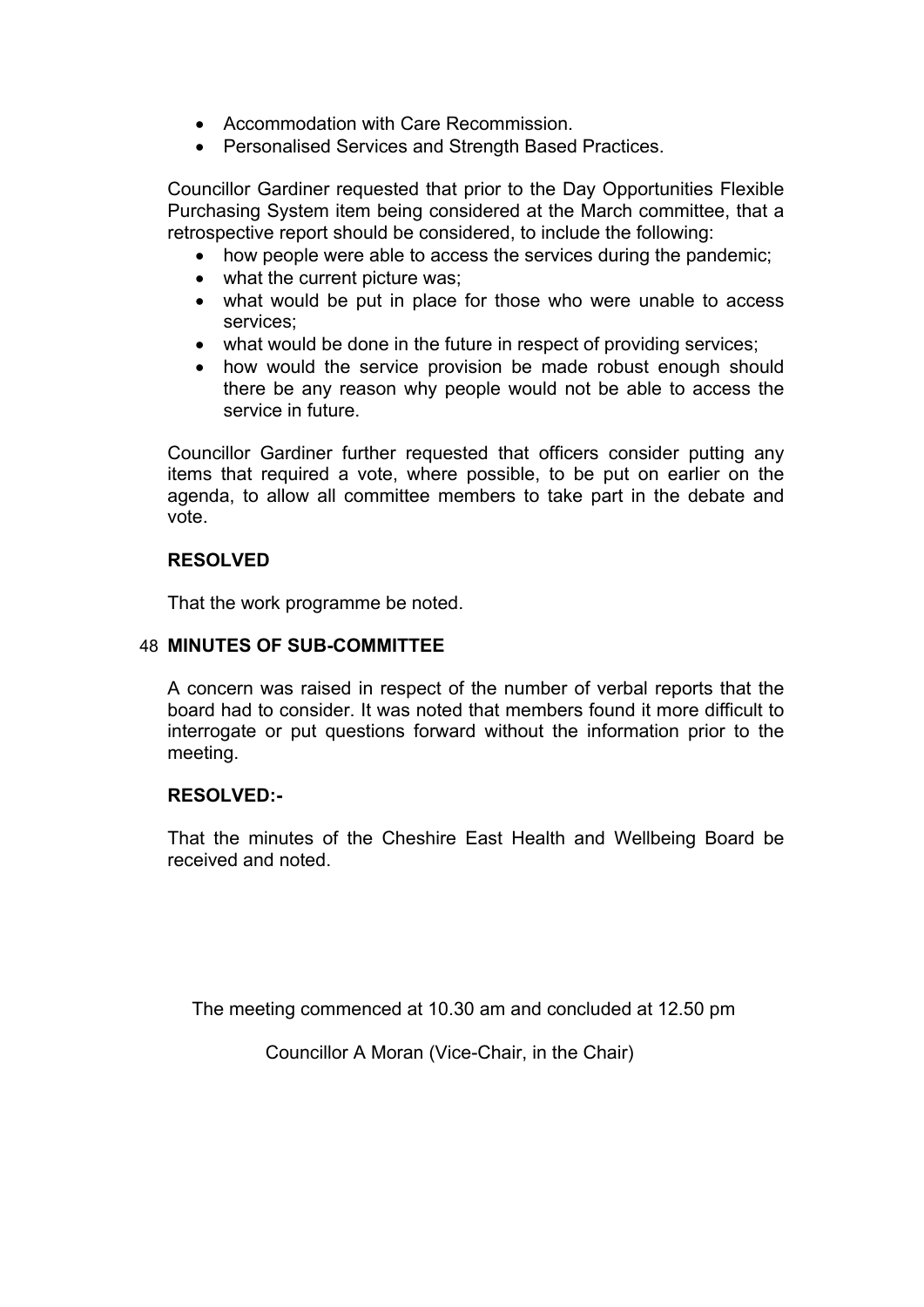- Accommodation with Care Recommission.
- Personalised Services and Strength Based Practices.

Councillor Gardiner requested that prior to the Day Opportunities Flexible Purchasing System item being considered at the March committee, that a retrospective report should be considered, to include the following:

- how people were able to access the services during the pandemic;
- what the current picture was;
- what would be put in place for those who were unable to access services;
- what would be done in the future in respect of providing services;
- how would the service provision be made robust enough should there be any reason why people would not be able to access the service in future.

Councillor Gardiner further requested that officers consider putting any items that required a vote, where possible, to be put on earlier on the agenda, to allow all committee members to take part in the debate and vote.

**RESOLVED**

That the work programme be noted.

## 48 MINUTES OF SUB-COMMITTEE

A concern was raised in respect of the number of verbal reports that the board had to consider. It was noted that members found it more difficult to interrogate or put questions forward without the information prior to the meeting.

**RESOLVED:-**

That the minutes of the Cheshire East Health and Wellbeing Board be received and noted.

The meeting commenced at 10.30 am and concluded at 12.50 pm

Councillor A Moran (Vice-Chair, in the Chair)